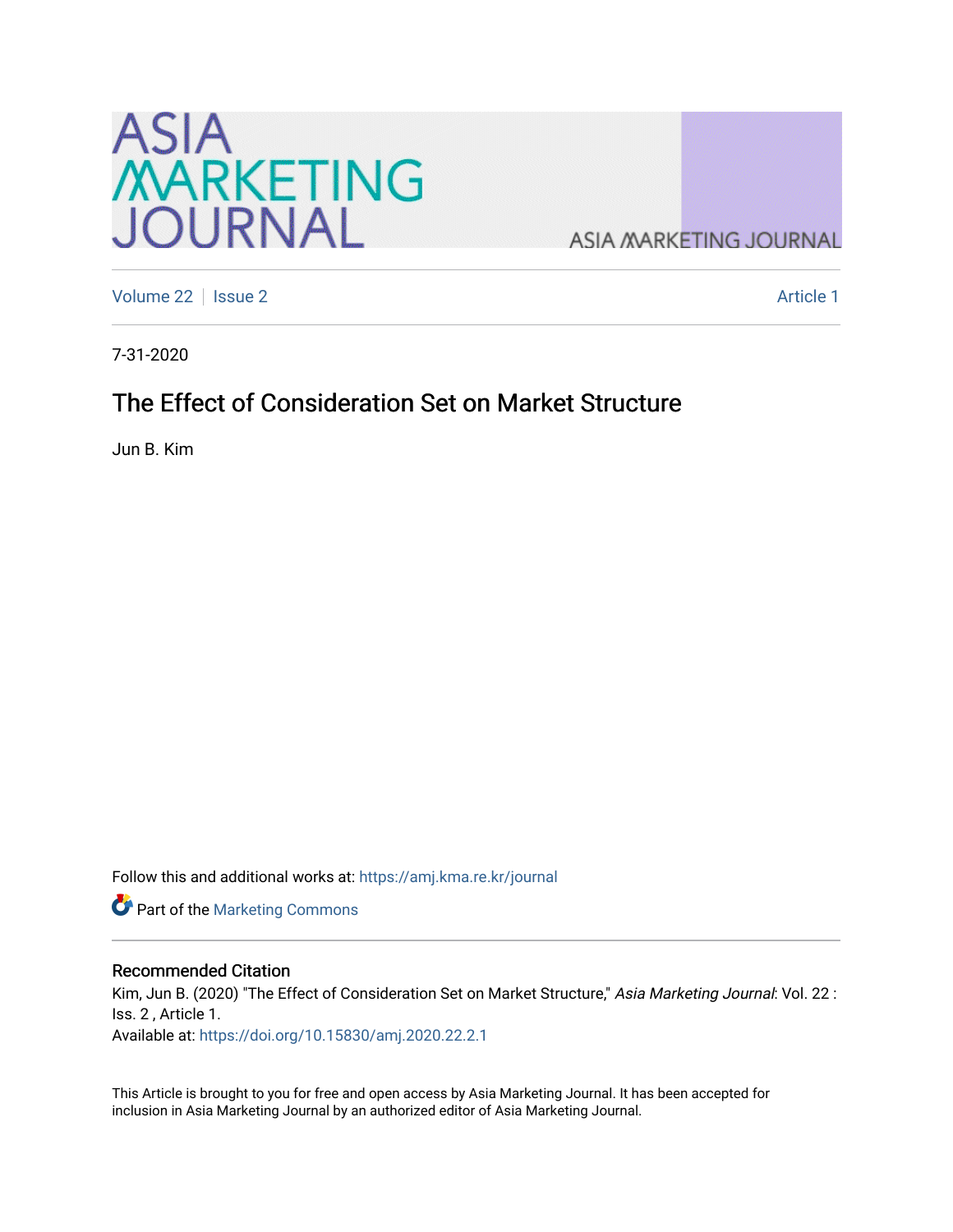Volume 22 | Issue 2 | Article 1

7-31-2020

# The Effect of Consideration Set on Market Structure

Jun B. Kim

Follow this and additional works at: https://amj.kma.re.kr/journal

Part of the Marketing Commons

## Recommended Citation

Kim, Jun B. (2020) "The Effect of Consideration Set on Market Structure," *Asia Marketing Journal*: Vol. 22 : Iss. 2 , Article 1.
Available at: https://doi.org/10.15830/amj.2020.22.2.1

This Article is brought to you for free and open access by Asia Marketing Journal. It has been accepted for inclusion in Asia Marketing Journal by an authorized editor of Asia Marketing Journal.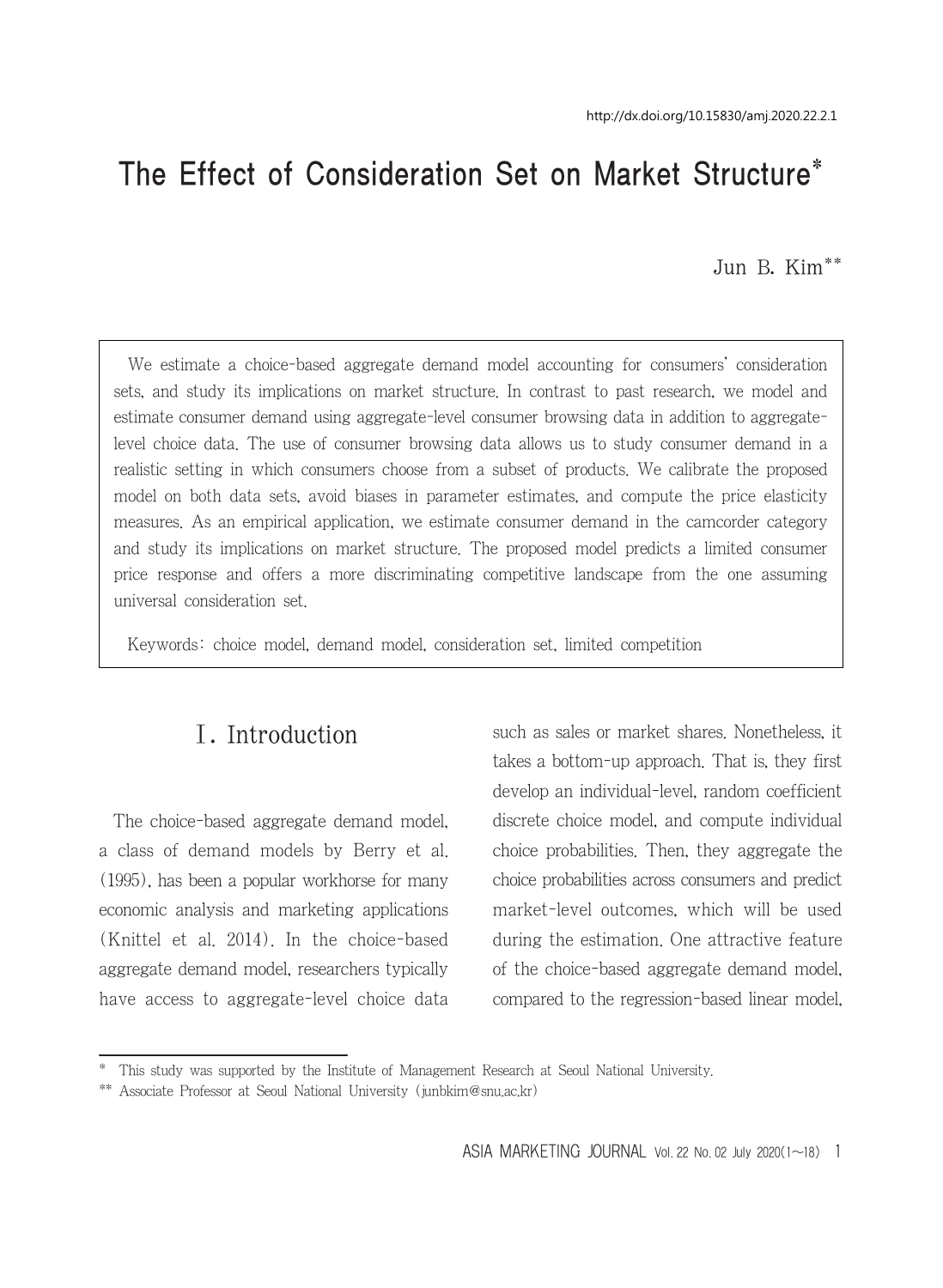# The Effect of Consideration Set on Market Structure*

Jun B. Kim**

We estimate a choice-based aggregate demand model accounting for consumers' consideration sets, and study its implications on market structure. In contrast to past research, we model and estimate consumer demand using aggregate-level consumer browsing data in addition to aggregate-level choice data. The use of consumer browsing data allows us to study consumer demand in a realistic setting in which consumers choose from a subset of products. We calibrate the proposed model on both data sets, avoid biases in parameter estimates, and compute the price elasticity measures. As an empirical application, we estimate consumer demand in the camcorder category and study its implications on market structure. The proposed model predicts a limited consumer price response and offers a more discriminating competitive landscape from the one assuming universal consideration set.

Keywords: choice model, demand model, consideration set, limited competition

## Ⅰ. Introduction

The choice-based aggregate demand model, a class of demand models by Berry et al. (1995), has been a popular workhorse for many economic analysis and marketing applications (Knittel et al. 2014). In the choice-based aggregate demand model, researchers typically have access to aggregate-level choice data such as sales or market shares. Nonetheless, it takes a bottom-up approach. That is, they first develop an individual-level, random coefficient discrete choice model, and compute individual choice probabilities. Then, they aggregate the choice probabilities across consumers and predict market-level outcomes, which will be used during the estimation. One attractive feature of the choice-based aggregate demand model, compared to the regression-based linear model,

---

\* This study was supported by the Institute of Management Research at Seoul National University.

\** Associate Professor at Seoul National University (junbkim@snu.ac.kr)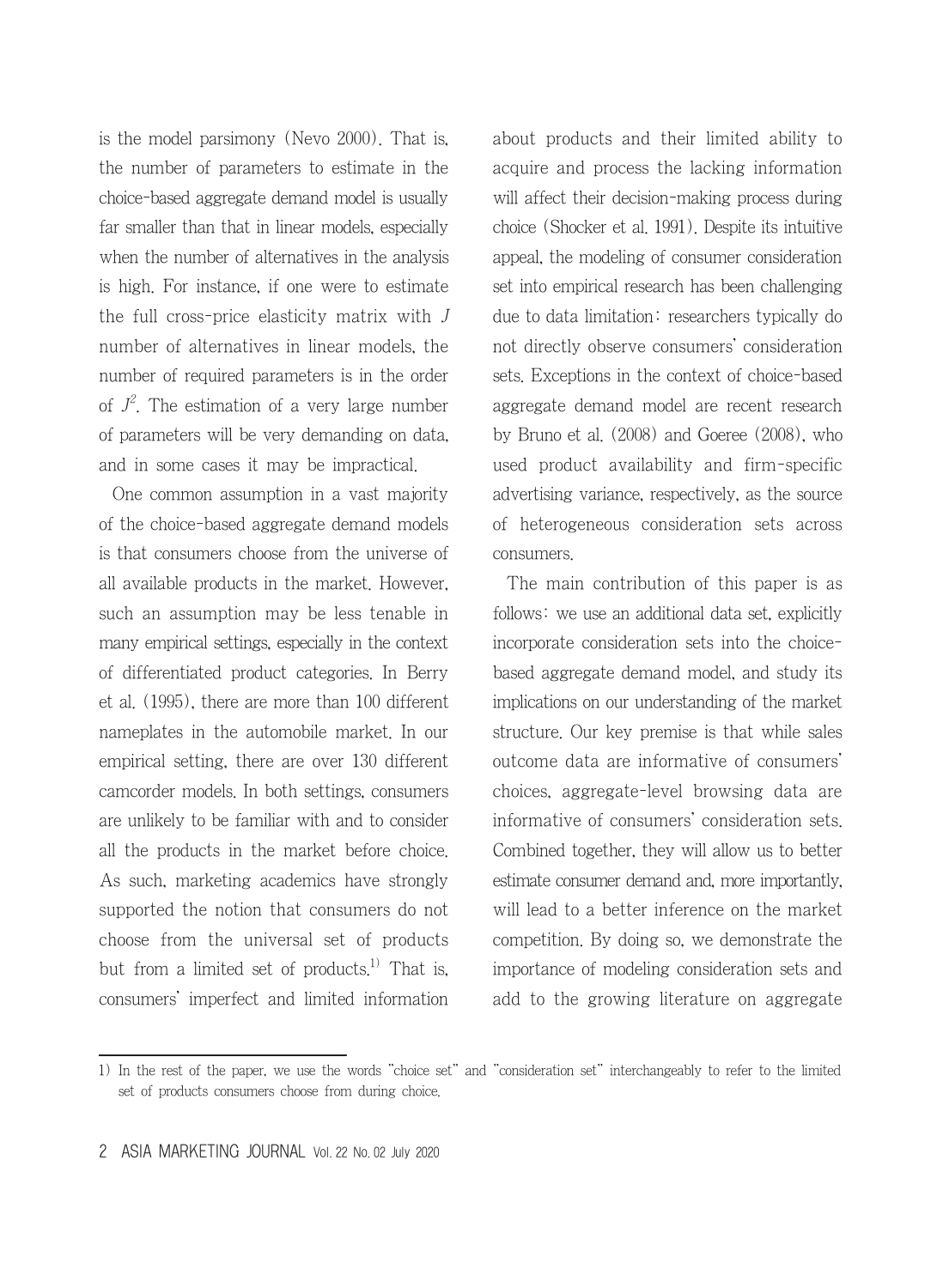is the model parsimony (Nevo 2000). That is, the number of parameters to estimate in the choice-based aggregate demand model is usually far smaller than that in linear models, especially when the number of alternatives in the analysis is high. For instance, if one were to estimate the full cross-price elasticity matrix with $J$ number of alternatives in linear models, the number of required parameters is in the order of $J^2$. The estimation of a very large number of parameters will be very demanding on data, and in some cases it may be impractical.

One common assumption in a vast majority of the choice-based aggregate demand models is that consumers choose from the universe of all available products in the market. However, such an assumption may be less tenable in many empirical settings, especially in the context of differentiated product categories. In Berry et al. (1995), there are more than 100 different nameplates in the automobile market. In our empirical setting, there are over 130 different camcorder models. In both settings, consumers are unlikely to be familiar with and to consider all the products in the market before choice. As such, marketing academics have strongly supported the notion that consumers do not choose from the universal set of products but from a limited set of products.[1] That is, consumers' imperfect and limited information about products and their limited ability to acquire and process the lacking information will affect their decision-making process during choice (Shocker et al. 1991). Despite its intuitive appeal, the modeling of consumer consideration set into empirical research has been challenging due to data limitation: researchers typically do not directly observe consumers' consideration sets. Exceptions in the context of choice-based aggregate demand model are recent research by Bruno et al. (2008) and Goeree (2008), who used product availability and firm-specific advertising variance, respectively, as the source of heterogeneous consideration sets across consumers.

The main contribution of this paper is as follows: we use an additional data set, explicitly incorporate consideration sets into the choice-based aggregate demand model, and study its implications on our understanding of the market structure. Our key premise is that while sales outcome data are informative of consumers' choices, aggregate-level browsing data are informative of consumers' consideration sets. Combined together, they will allow us to better estimate consumer demand and, more importantly, will lead to a better inference on the market competition. By doing so, we demonstrate the importance of modeling consideration sets and add to the growing literature on aggregate

---

1) In the rest of the paper, we use the words "choice set" and "consideration set" interchangeably to refer to the limited set of products consumers choose from during choice.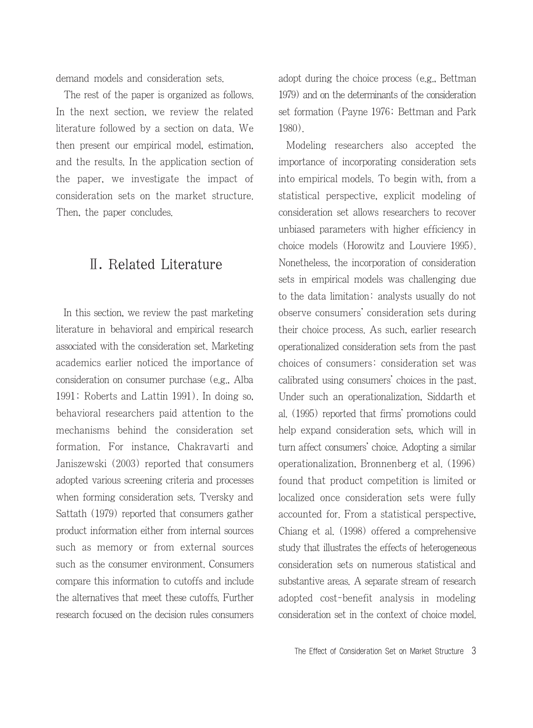demand models and consideration sets.

The rest of the paper is organized as follows. In the next section, we review the related literature followed by a section on data. We then present our empirical model, estimation, and the results. In the application section of the paper, we investigate the impact of consideration sets on the market structure. Then, the paper concludes.

## Ⅱ. Related Literature

In this section, we review the past marketing literature in behavioral and empirical research associated with the consideration set. Marketing academics earlier noticed the importance of consideration on consumer purchase (e.g., Alba 1991; Roberts and Lattin 1991). In doing so, behavioral researchers paid attention to the mechanisms behind the consideration set formation. For instance, Chakravarti and Janiszewski (2003) reported that consumers adopted various screening criteria and processes when forming consideration sets. Tversky and Sattath (1979) reported that consumers gather product information either from internal sources such as memory or from external sources such as the consumer environment. Consumers compare this information to cutoffs and include the alternatives that meet these cutoffs. Further research focused on the decision rules consumers adopt during the choice process (e.g., Bettman 1979) and on the determinants of the consideration set formation (Payne 1976; Bettman and Park 1980).

Modeling researchers also accepted the importance of incorporating consideration sets into empirical models. To begin with, from a statistical perspective, explicit modeling of consideration set allows researchers to recover unbiased parameters with higher efficiency in choice models (Horowitz and Louviere 1995). Nonetheless, the incorporation of consideration sets in empirical models was challenging due to the data limitation: analysts usually do not observe consumers' consideration sets during their choice process. As such, earlier research operationalized consideration sets from the past choices of consumers: consideration set was calibrated using consumers' choices in the past. Under such an operationalization, Siddarth et al. (1995) reported that firms' promotions could help expand consideration sets, which will in turn affect consumers' choice. Adopting a similar operationalization, Bronnenberg et al. (1996) found that product competition is limited or localized once consideration sets were fully accounted for. From a statistical perspective, Chiang et al. (1998) offered a comprehensive study that illustrates the effects of heterogeneous consideration sets on numerous statistical and substantive areas. A separate stream of research adopted cost-benefit analysis in modeling consideration set in the context of choice model.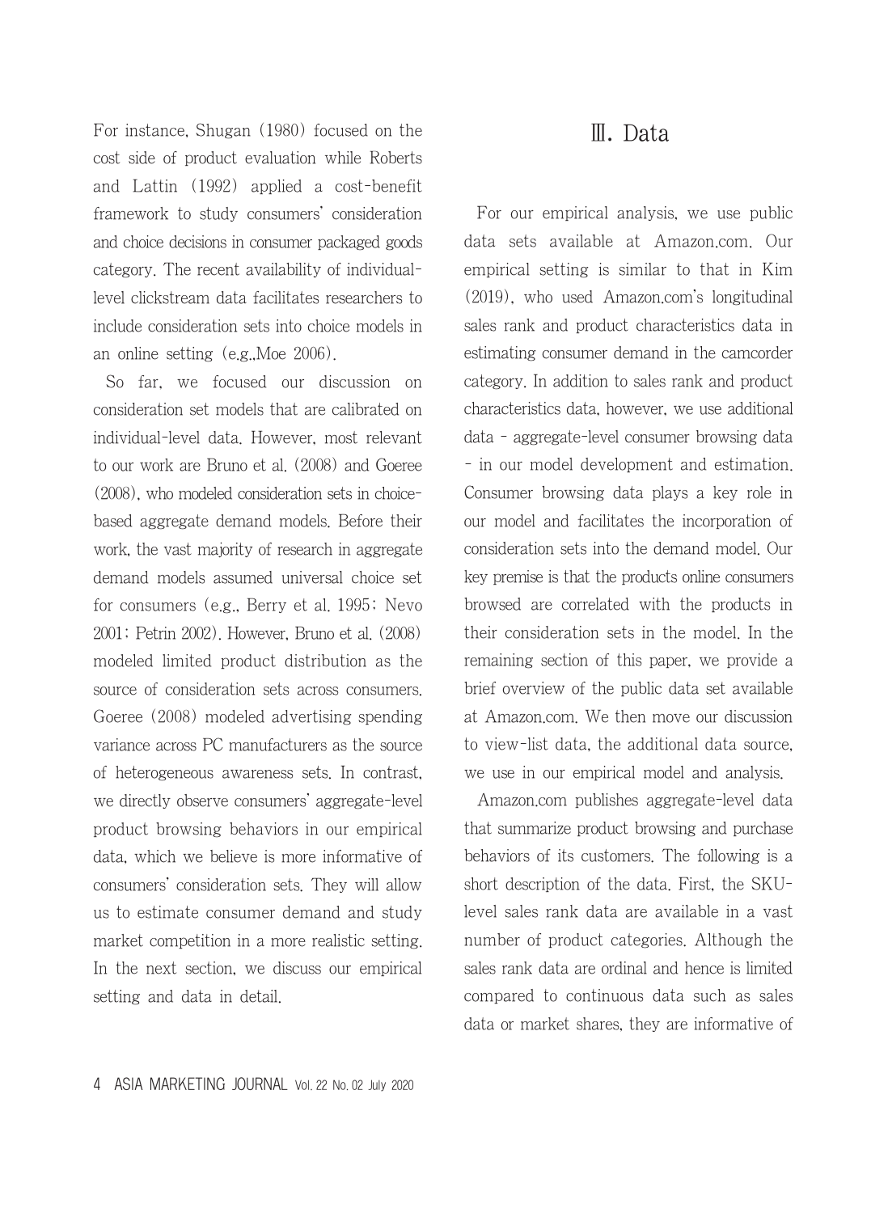For instance, Shugan (1980) focused on the cost side of product evaluation while Roberts and Lattin (1992) applied a cost-benefit framework to study consumers' consideration and choice decisions in consumer packaged goods category. The recent availability of individual-level clickstream data facilitates researchers to include consideration sets into choice models in an online setting (e.g.,Moe 2006).

So far, we focused our discussion on consideration set models that are calibrated on individual-level data. However, most relevant to our work are Bruno et al. (2008) and Goeree (2008), who modeled consideration sets in choice-based aggregate demand models. Before their work, the vast majority of research in aggregate demand models assumed universal choice set for consumers (e.g., Berry et al. 1995; Nevo 2001; Petrin 2002). However, Bruno et al. (2008) modeled limited product distribution as the source of consideration sets across consumers. Goeree (2008) modeled advertising spending variance across PC manufacturers as the source of heterogeneous awareness sets. In contrast, we directly observe consumers' aggregate-level product browsing behaviors in our empirical data, which we believe is more informative of consumers' consideration sets. They will allow us to estimate consumer demand and study market competition in a more realistic setting. In the next section, we discuss our empirical setting and data in detail.

# Ⅲ. Data

For our empirical analysis, we use public data sets available at Amazon.com. Our empirical setting is similar to that in Kim (2019), who used Amazon.com's longitudinal sales rank and product characteristics data in estimating consumer demand in the camcorder category. In addition to sales rank and product characteristics data, however, we use additional data - aggregate-level consumer browsing data - in our model development and estimation. Consumer browsing data plays a key role in our model and facilitates the incorporation of consideration sets into the demand model. Our key premise is that the products online consumers browsed are correlated with the products in their consideration sets in the model. In the remaining section of this paper, we provide a brief overview of the public data set available at Amazon.com. We then move our discussion to view-list data, the additional data source, we use in our empirical model and analysis.

Amazon.com publishes aggregate-level data that summarize product browsing and purchase behaviors of its customers. The following is a short description of the data. First, the SKU-level sales rank data are available in a vast number of product categories. Although the sales rank data are ordinal and hence is limited compared to continuous data such as sales data or market shares, they are informative of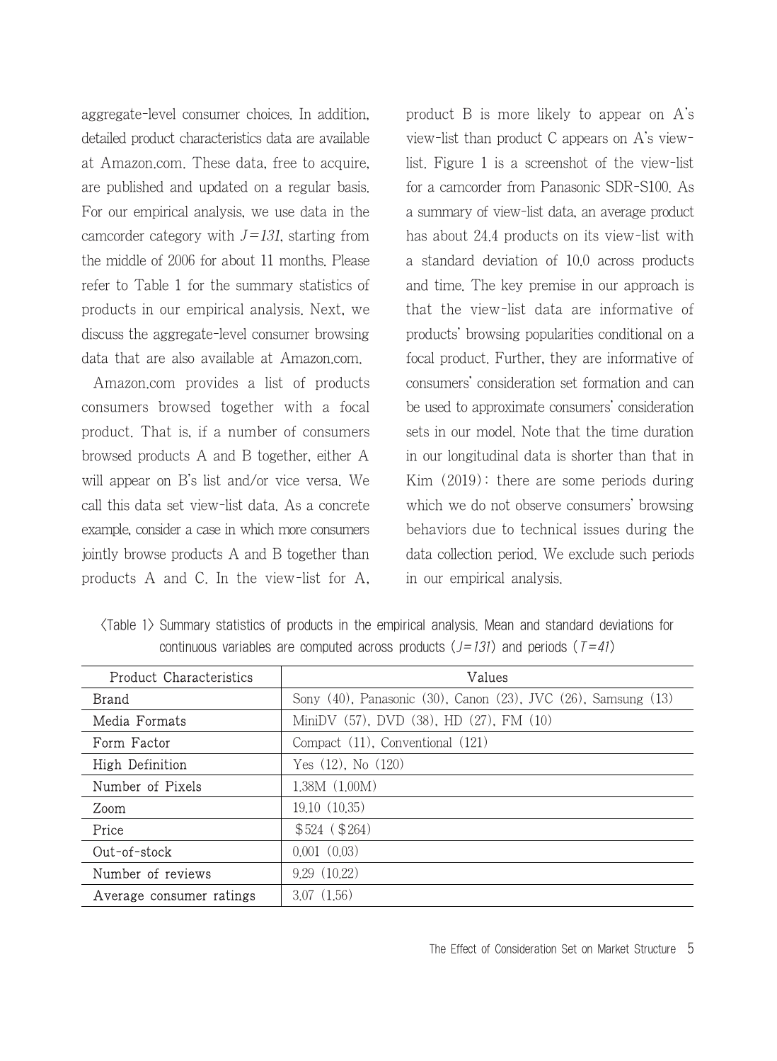aggregate-level consumer choices. In addition, detailed product characteristics data are available at Amazon.com. These data, free to acquire, are published and updated on a regular basis. For our empirical analysis, we use data in the camcorder category with $J=131$, starting from the middle of 2006 for about 11 months. Please refer to Table 1 for the summary statistics of products in our empirical analysis. Next, we discuss the aggregate-level consumer browsing data that are also available at Amazon.com.

Amazon.com provides a list of products consumers browsed together with a focal product. That is, if a number of consumers browsed products A and B together, either A will appear on B's list and/or vice versa. We call this data set view-list data. As a concrete example, consider a case in which more consumers jointly browse products A and B together than products A and C. In the view-list for A, product B is more likely to appear on A's view-list than product C appears on A's view-list. Figure 1 is a screenshot of the view-list for a camcorder from Panasonic SDR-S100. As a summary of view-list data, an average product has about 24.4 products on its view-list with a standard deviation of 10.0 across products and time. The key premise in our approach is that the view-list data are informative of products' browsing popularities conditional on a focal product. Further, they are informative of consumers' consideration set formation and can be used to approximate consumers' consideration sets in our model. Note that the time duration in our longitudinal data is shorter than that in Kim (2019): there are some periods during which we do not observe consumers' browsing behaviors due to technical issues during the data collection period. We exclude such periods in our empirical analysis.

<Table 1> Summary statistics of products in the empirical analysis. Mean and standard deviations for continuous variables are computed across products ($J=131$) and periods ($T=41$)

| Product Characteristics | Values |
|---|---|
| Brand | Sony (40), Panasonic (30), Canon (23), JVC (26), Samsung (13) |
| Media Formats | MiniDV (57), DVD (38), HD (27), FM (10) |
| Form Factor | Compact (11), Conventional (121) |
| High Definition | Yes (12), No (120) |
| Number of Pixels | 1.38M (1.00M) |
| Zoom | 19.10 (10.35) |
| Price | $524 ($264) |
| Out-of-stock | 0.001 (0.03) |
| Number of reviews | 9.29 (10.22) |
| Average consumer ratings | 3.07 (1.56) |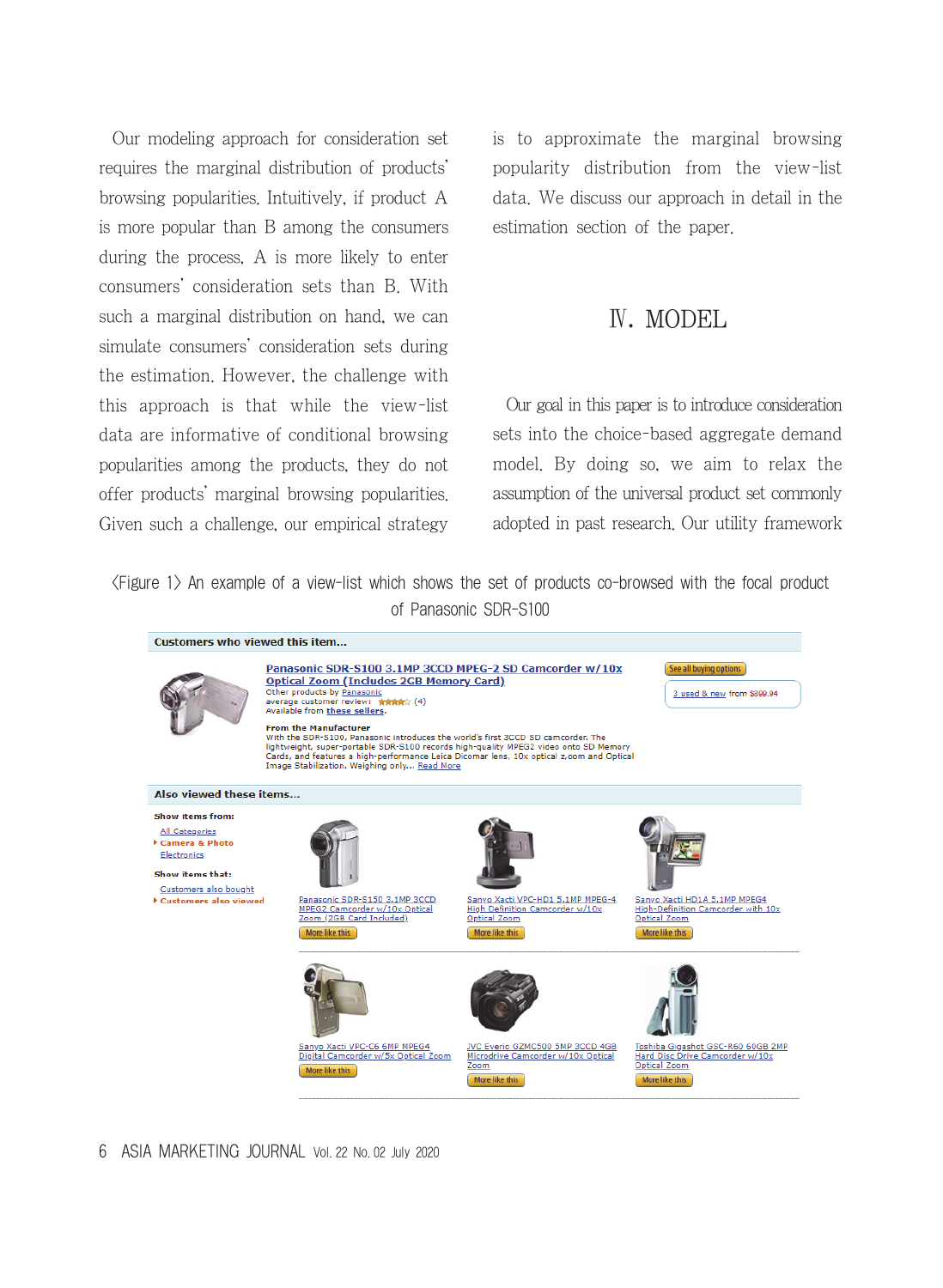Our modeling approach for consideration set requires the marginal distribution of products' browsing popularities. Intuitively, if product A is more popular than B among the consumers during the process, A is more likely to enter consumers' consideration sets than B. With such a marginal distribution on hand, we can simulate consumers' consideration sets during the estimation. However, the challenge with this approach is that while the view-list data are informative of conditional browsing popularities among the products, they do not offer products' marginal browsing popularities. Given such a challenge, our empirical strategy is to approximate the marginal browsing popularity distribution from the view-list data. We discuss our approach in detail in the estimation section of the paper.

# Ⅳ. MODEL

Our goal in this paper is to introduce consideration sets into the choice-based aggregate demand model. By doing so, we aim to relax the assumption of the universal product set commonly adopted in past research. Our utility framework

〈Figure 1〉 An example of a view-list which shows the set of products co-browsed with the focal product of Panasonic SDR-S100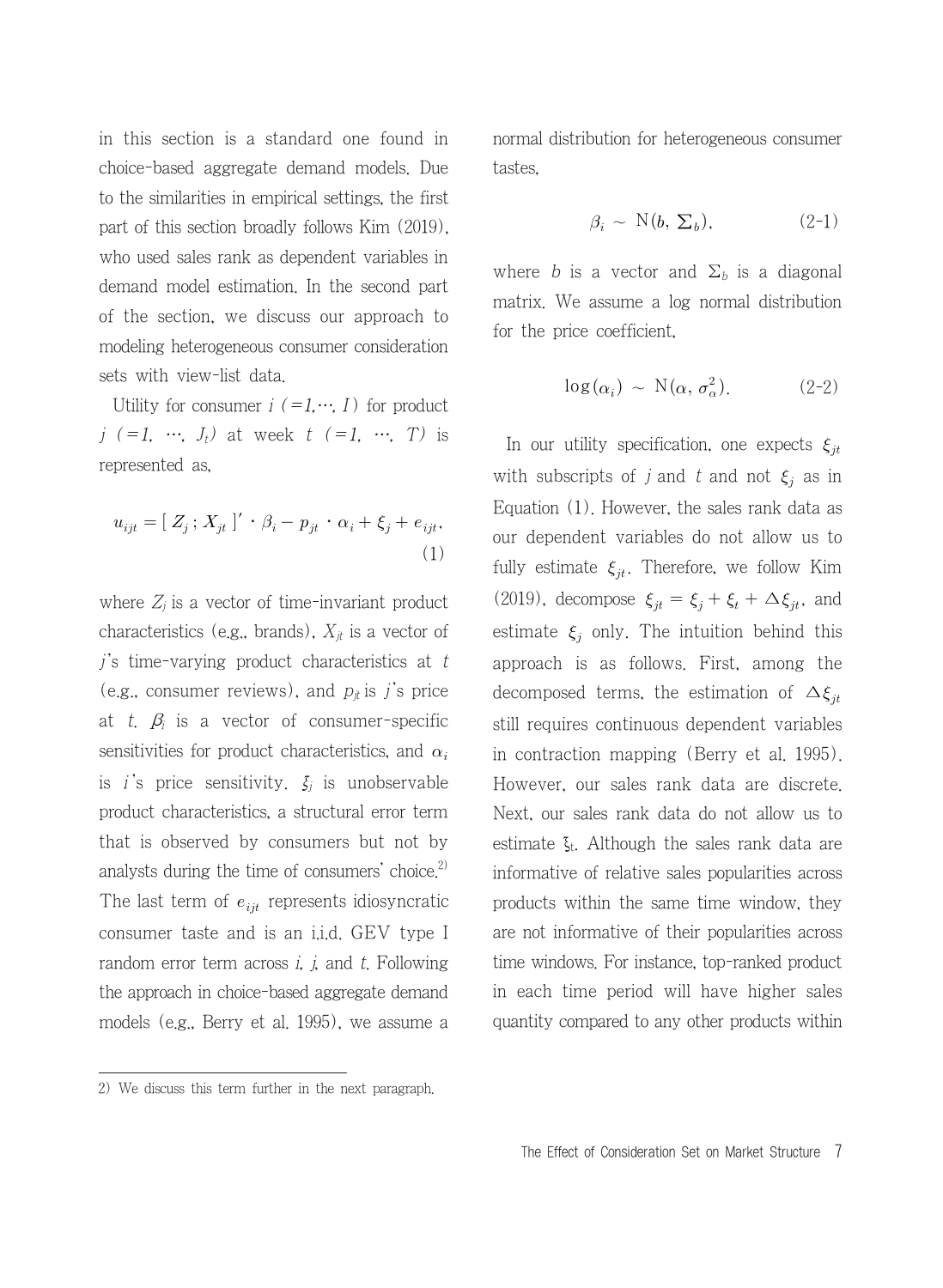in this section is a standard one found in choice-based aggregate demand models. Due to the similarities in empirical settings, the first part of this section broadly follows Kim (2019), who used sales rank as dependent variables in demand model estimation. In the second part of the section, we discuss our approach to modeling heterogeneous consumer consideration sets with view-list data.

Utility for consumer $i$ ($=1,\cdots, I$) for product $j$ ($=1, \cdots, J_t$) at week $t$ ($=1, \cdots, T$) is represented as,

$$u_{ijt} = [\, Z_j \,;\, X_{jt} \,]' \cdot \beta_i - p_{jt} \cdot \alpha_i + \xi_j + e_{ijt}, \tag{1}$$

where $Z_j$ is a vector of time-invariant product characteristics (e.g., brands), $X_{jt}$ is a vector of $j$'s time-varying product characteristics at $t$ (e.g., consumer reviews), and $p_{jt}$ is $j$'s price at $t$. $\beta_i$ is a vector of consumer-specific sensitivities for product characteristics, and $\alpha_i$ is $i$'s price sensitivity. $\xi_j$ is unobservable product characteristics, a structural error term that is observed by consumers but not by analysts during the time of consumers' choice.[2] The last term of $e_{ijt}$ represents idiosyncratic consumer taste and is an i.i.d. GEV type I random error term across $i$, $j$, and $t$. Following the approach in choice-based aggregate demand models (e.g., Berry et al. 1995), we assume a normal distribution for heterogeneous consumer tastes,

$$\beta_i \sim \mathrm{N}(b,\, \Sigma_b), \tag{2-1}$$

where $b$ is a vector and $\Sigma_b$ is a diagonal matrix. We assume a log normal distribution for the price coefficient,

$$\log(\alpha_i) \sim \mathrm{N}(\alpha,\, \sigma_\alpha^2). \tag{2-2}$$

In our utility specification, one expects $\xi_{jt}$ with subscripts of $j$ and $t$ and not $\xi_j$ as in Equation (1). However, the sales rank data as our dependent variables do not allow us to fully estimate $\xi_{jt}$. Therefore, we follow Kim (2019), decompose $\xi_{jt} = \xi_j + \xi_t + \triangle\xi_{jt}$, and estimate $\xi_j$ only. The intuition behind this approach is as follows. First, among the decomposed terms, the estimation of $\triangle\xi_{jt}$ still requires continuous dependent variables in contraction mapping (Berry et al. 1995). However, our sales rank data are discrete. Next, our sales rank data do not allow us to estimate $\xi_t$. Although the sales rank data are informative of relative sales popularities across products within the same time window, they are not informative of their popularities across time windows. For instance, top-ranked product in each time period will have higher sales quantity compared to any other products within

---

2) We discuss this term further in the next paragraph.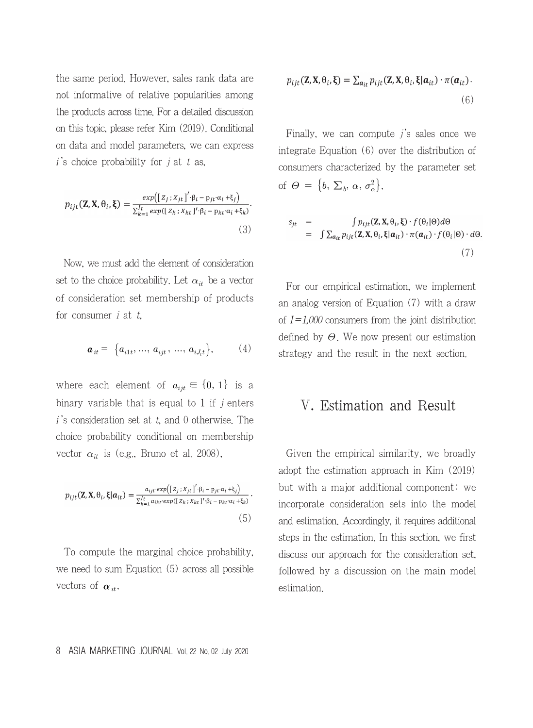the same period. However, sales rank data are not informative of relative popularities among the products across time. For a detailed discussion on this topic, please refer Kim (2019). Conditional on data and model parameters, we can express $i$'s choice probability for $j$ at $t$ as,

$$p_{ijt}(\mathbf{Z}, \mathbf{X}, \theta_i, \boldsymbol{\xi}) = \frac{exp\left([Z_j ; X_{jt}]' \cdot \beta_i - p_{jt} \cdot \alpha_i + \xi_j\right)}{\sum_{k=1}^{J_t} exp([Z_k ; X_{kt}]' \cdot \beta_i - p_{kt} \cdot \alpha_i + \xi_k)}. \tag{3}$$

Now, we must add the element of consideration set to the choice probability. Let $\alpha_{it}$ be a vector of consideration set membership of products for consumer $i$ at $t$,

$$\boldsymbol{a}_{it} = \{a_{i1t}, \ldots, a_{ijt}, \ldots, a_{iJ_t t}\}, \tag{4}$$

where each element of $a_{ijt} \in \{0, 1\}$ is a binary variable that is equal to 1 if $j$ enters $i$'s consideration set at $t$, and 0 otherwise. The choice probability conditional on membership vector $\alpha_{it}$ is (e.g., Bruno et al. 2008),

$$p_{ijt}(\mathbf{Z}, \mathbf{X}, \theta_i, \boldsymbol{\xi} | \boldsymbol{a}_{it}) = \frac{a_{ijt} \cdot exp\left([Z_j ; X_{jt}]' \cdot \beta_i - p_{jt} \cdot \alpha_i + \xi_j\right)}{\sum_{k=1}^{J_t} a_{ikt} \cdot exp([Z_k ; X_{kt}]' \cdot \beta_i - p_{kt} \cdot \alpha_i + \xi_k)}. \tag{5}$$

To compute the marginal choice probability, we need to sum Equation (5) across all possible vectors of $\boldsymbol{\alpha}_{it}$.

$$p_{ijt}(\mathbf{Z}, \mathbf{X}, \theta_i, \boldsymbol{\xi}) = \sum_{\boldsymbol{a}_{it}} p_{ijt}(\mathbf{Z}, \mathbf{X}, \theta_i, \boldsymbol{\xi} | \boldsymbol{a}_{it}) \cdot \pi(\boldsymbol{a}_{it}). \tag{6}$$

Finally, we can compute $j$'s sales once we integrate Equation (6) over the distribution of consumers characterized by the parameter set of $\Theta = \{b, \Sigma_b, \alpha, \sigma_\alpha^2\}$,

$$\begin{aligned} s_{jt} &= \int p_{ijt}(\mathbf{Z}, \mathbf{X}, \theta_i, \boldsymbol{\xi}) \cdot f(\theta_i | \Theta) d\Theta \\ &= \int \sum_{\boldsymbol{a}_{it}} p_{ijt}(\mathbf{Z}, \mathbf{X}, \theta_i, \boldsymbol{\xi} | \boldsymbol{a}_{it}) \cdot \pi(\boldsymbol{a}_{it}) \cdot f(\theta_i | \Theta) \cdot d\Theta. \end{aligned} \tag{7}$$

For our empirical estimation, we implement an analog version of Equation (7) with a draw of *I=1,000* consumers from the joint distribution defined by $\Theta$. We now present our estimation strategy and the result in the next section.

## Ⅴ. Estimation and Result

Given the empirical similarity, we broadly adopt the estimation approach in Kim (2019) but with a major additional component: we incorporate consideration sets into the model and estimation. Accordingly, it requires additional steps in the estimation. In this section, we first discuss our approach for the consideration set, followed by a discussion on the main model estimation.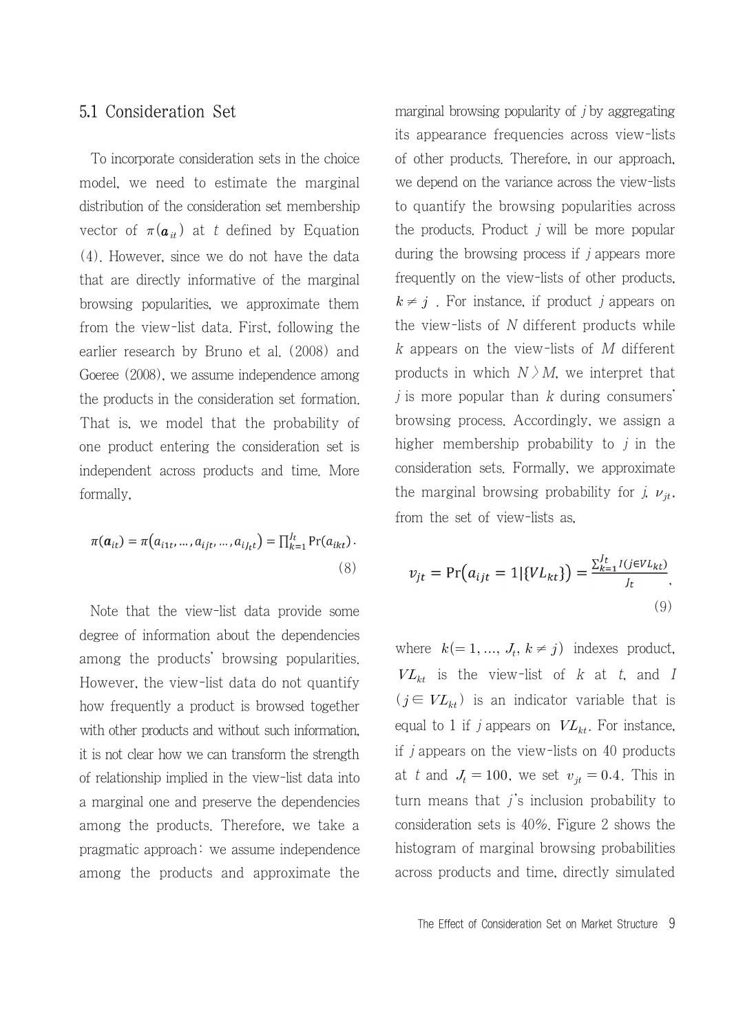## 5.1 Consideration Set

To incorporate consideration sets in the choice model, we need to estimate the marginal distribution of the consideration set membership vector of $\pi(\boldsymbol{a}_{it})$ at $t$ defined by Equation (4). However, since we do not have the data that are directly informative of the marginal browsing popularities, we approximate them from the view-list data. First, following the earlier research by Bruno et al. (2008) and Goeree (2008), we assume independence among the products in the consideration set formation. That is, we model that the probability of one product entering the consideration set is independent across products and time. More formally,

$$\pi(\boldsymbol{a}_{it}) = \pi(a_{i1t}, \dots, a_{ijt}, \dots, a_{iJ_t t}) = \prod_{k=1}^{J_t} \Pr(a_{ikt}). \tag{8}$$

Note that the view-list data provide some degree of information about the dependencies among the products' browsing popularities. However, the view-list data do not quantify how frequently a product is browsed together with other products and without such information, it is not clear how we can transform the strength of relationship implied in the view-list data into a marginal one and preserve the dependencies among the products. Therefore, we take a pragmatic approach: we assume independence among the products and approximate the marginal browsing popularity of $j$ by aggregating its appearance frequencies across view-lists of other products. Therefore, in our approach, we depend on the variance across the view-lists to quantify the browsing popularities across the products. Product $j$ will be more popular during the browsing process if $j$ appears more frequently on the view-lists of other products, $k \neq j$. For instance, if product $j$ appears on the view-lists of $N$ different products while $k$ appears on the view-lists of $M$ different products in which $N > M$, we interpret that $j$ is more popular than $k$ during consumers' browsing process. Accordingly, we assign a higher membership probability to $j$ in the consideration sets. Formally, we approximate the marginal browsing probability for $j$, $\nu_{jt}$, from the set of view-lists as,

$$v_{jt} = \Pr(a_{ijt} = 1 | \{VL_{kt}\}) = \frac{\sum_{k=1}^{J_t} I(j \in VL_{kt})}{J_t}, \tag{9}$$

where $k (= 1, \dots, J_t, k \neq j)$ indexes product, $VL_{kt}$ is the view-list of $k$ at $t$, and $I(j \in VL_{kt})$ is an indicator variable that is equal to 1 if $j$ appears on $VL_{kt}$. For instance, if $j$ appears on the view-lists on 40 products at $t$ and $J_t = 100$, we set $v_{jt} = 0.4$. This in turn means that $j$'s inclusion probability to consideration sets is 40%. Figure 2 shows the histogram of marginal browsing probabilities across products and time, directly simulated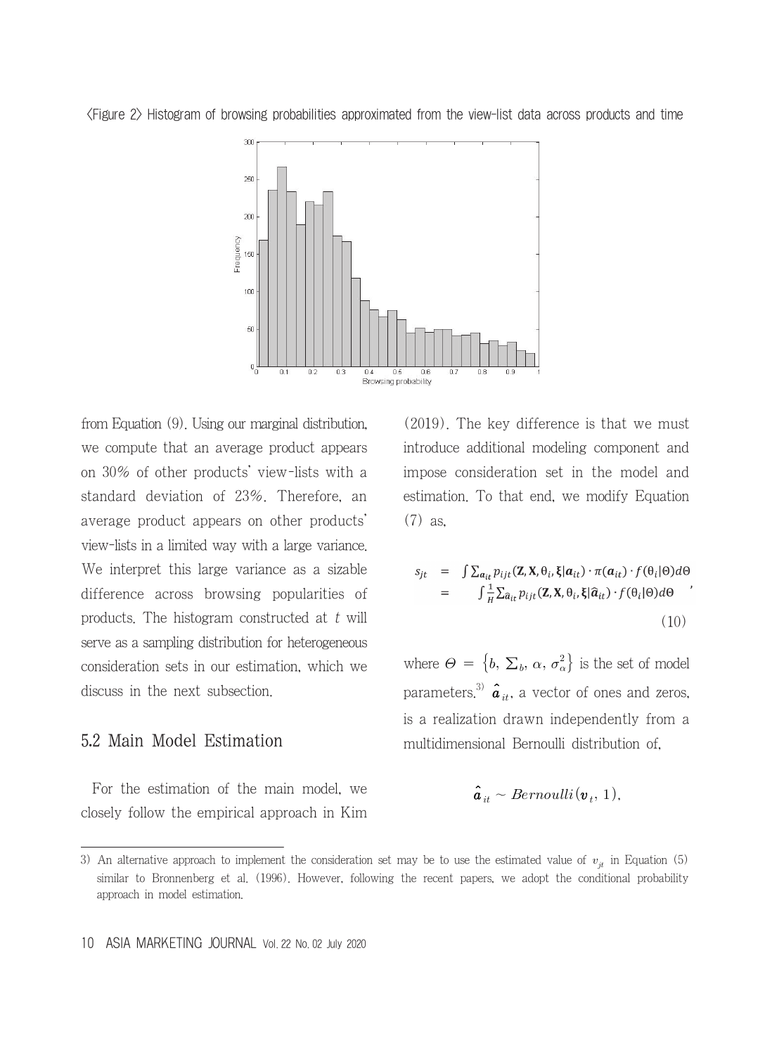〈Figure 2〉 Histogram of browsing probabilities approximated from the view-list data across products and time

from Equation (9). Using our marginal distribution, we compute that an average product appears on 30% of other products' view-lists with a standard deviation of 23%. Therefore, an average product appears on other products' view-lists in a limited way with a large variance. We interpret this large variance as a sizable difference across browsing popularities of products. The histogram constructed at $t$ will serve as a sampling distribution for heterogeneous consideration sets in our estimation, which we discuss in the next subsection.

## 5.2 Main Model Estimation

For the estimation of the main model, we closely follow the empirical approach in Kim (2019). The key difference is that we must introduce additional modeling component and impose consideration set in the model and estimation. To that end, we modify Equation (7) as,

$$
\begin{aligned}
s_{jt} &= \int \sum_{\boldsymbol{a}_{it}} p_{ijt}(\mathbf{Z}, \mathbf{X}, \theta_i, \boldsymbol{\xi} | \boldsymbol{a}_{it}) \cdot \pi(\boldsymbol{a}_{it}) \cdot f(\theta_i | \Theta) d\Theta \\
&= \int \frac{1}{H} \sum_{\hat{\boldsymbol{a}}_{it}} p_{ijt}(\mathbf{Z}, \mathbf{X}, \theta_i, \boldsymbol{\xi} | \hat{\boldsymbol{a}}_{it}) \cdot f(\theta_i | \Theta) d\Theta
\end{aligned}, \tag{10}
$$

where $\Theta = \{b, \Sigma_b, \alpha, \sigma_\alpha^2\}$ is the set of model parameters.[3] $\hat{\boldsymbol{a}}_{it}$, a vector of ones and zeros, is a realization drawn independently from a multidimensional Bernoulli distribution of,

$$
\hat{\boldsymbol{a}}_{it} \sim Bernoulli(\boldsymbol{v}_t, 1),
$$

3) An alternative approach to implement the consideration set may be to use the estimated value of $v_{jt}$ in Equation (5) similar to Bronnenberg et al. (1996). However, following the recent papers, we adopt the conditional probability approach in model estimation.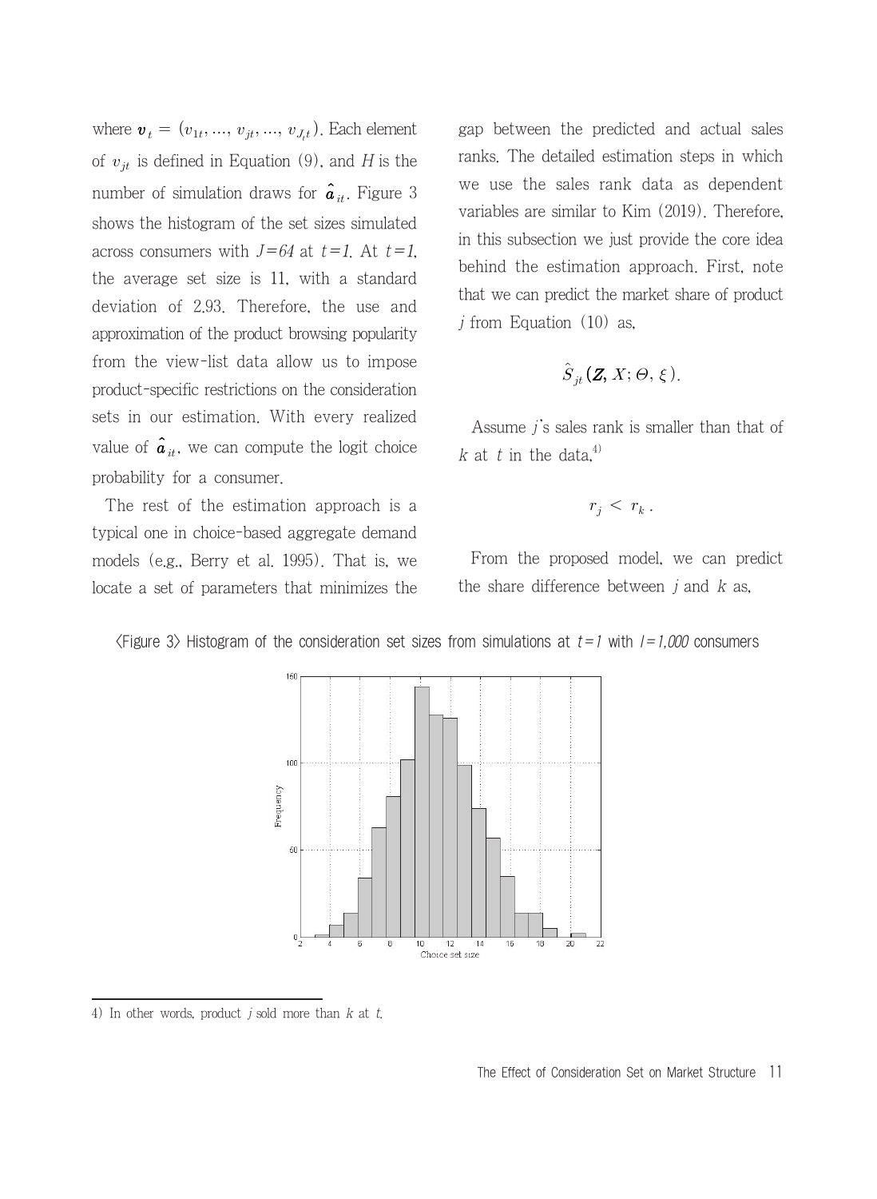where $\boldsymbol{v}_t = (v_{1t}, ..., v_{jt}, ..., v_{J_t t})$. Each element of $v_{jt}$ is defined in Equation (9), and $H$ is the number of simulation draws for $\hat{\boldsymbol{a}}_{it}$. Figure 3 shows the histogram of the set sizes simulated across consumers with $J=64$ at $t=1$. At $t=1$, the average set size is 11, with a standard deviation of 2.93. Therefore, the use and approximation of the product browsing popularity from the view-list data allow us to impose product-specific restrictions on the consideration sets in our estimation. With every realized value of $\hat{\boldsymbol{a}}_{it}$, we can compute the logit choice probability for a consumer.

The rest of the estimation approach is a typical one in choice-based aggregate demand models (e.g., Berry et al. 1995). That is, we locate a set of parameters that minimizes the gap between the predicted and actual sales ranks. The detailed estimation steps in which we use the sales rank data as dependent variables are similar to Kim (2019). Therefore, in this subsection we just provide the core idea behind the estimation approach. First, note that we can predict the market share of product $j$ from Equation (10) as,

$$\hat{S}_{jt}(\boldsymbol{Z}, X; \Theta, \xi).$$

Assume $j$'s sales rank is smaller than that of $k$ at $t$ in the data.[4]

$$r_j < r_k .$$

From the proposed model, we can predict the share difference between $j$ and $k$ as,

<Figure 3> Histogram of the consideration set sizes from simulations at $t=1$ with $I=1,000$ consumers

4) In other words, product $j$ sold more than $k$ at $t$.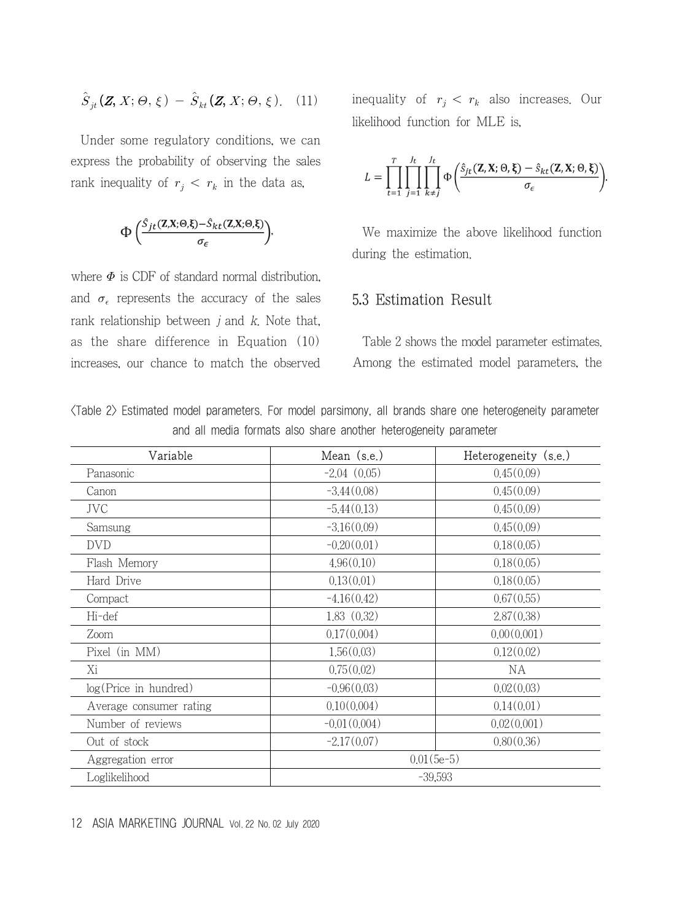$$\hat{S}_{jt}(\mathbf{Z}, X; \Theta, \xi) - \hat{S}_{kt}(\mathbf{Z}, X; \Theta, \xi). \quad (11)$$

Under some regulatory conditions, we can express the probability of observing the sales rank inequality of $r_j < r_k$ in the data as,

$$\Phi\left(\frac{\hat{S}_{jt}(\mathbf{Z}, \mathbf{X}; \Theta, \boldsymbol{\xi}) - \hat{S}_{kt}(\mathbf{Z}, \mathbf{X}; \Theta, \boldsymbol{\xi})}{\sigma_\epsilon}\right),$$

where $\Phi$ is CDF of standard normal distribution, and $\sigma_\epsilon$ represents the accuracy of the sales rank relationship between $j$ and $k$. Note that, as the share difference in Equation (10) increases, our chance to match the observed inequality of $r_j < r_k$ also increases. Our likelihood function for MLE is,

$$L = \prod_{t=1}^{T} \prod_{j=1}^{J_t} \prod_{k \neq j}^{J_t} \Phi\left(\frac{\hat{s}_{jt}(\mathbf{Z}, \mathbf{X}; \Theta, \boldsymbol{\xi}) - \hat{s}_{kt}(\mathbf{Z}, \mathbf{X}; \Theta, \boldsymbol{\xi})}{\sigma_\epsilon}\right).$$

We maximize the above likelihood function during the estimation.

## 5.3 Estimation Result

Table 2 shows the model parameter estimates. Among the estimated model parameters, the

〈Table 2〉 Estimated model parameters. For model parsimony, all brands share one heterogeneity parameter and all media formats also share another heterogeneity parameter

| Variable | Mean (s.e.) | Heterogeneity (s.e.) |
|---|---|---|
| Panasonic | -2.04 (0.05) | 0.45(0.09) |
| Canon | -3.44(0.08) | 0.45(0.09) |
| JVC | -5.44(0.13) | 0.45(0.09) |
| Samsung | -3.16(0.09) | 0.45(0.09) |
| DVD | -0.20(0.01) | 0.18(0.05) |
| Flash Memory | 4.96(0.10) | 0.18(0.05) |
| Hard Drive | 0.13(0.01) | 0.18(0.05) |
| Compact | -4.16(0.42) | 0.67(0.55) |
| Hi-def | 1.83 (0.32) | 2.87(0.38) |
| Zoom | 0.17(0.004) | 0.00(0.001) |
| Pixel (in MM) | 1.56(0.03) | 0.12(0.02) |
| Xi | 0.75(0.02) | NA |
| log(Price in hundred) | -0.96(0.03) | 0.02(0.03) |
| Average consumer rating | 0.10(0.004) | 0.14(0.01) |
| Number of reviews | -0.01(0.004) | 0.02(0.001) |
| Out of stock | -2.17(0.07) | 0.80(0.36) |
| Aggregation error | 0.01(5e-5) | |
| Loglikelihood | -39,593 | |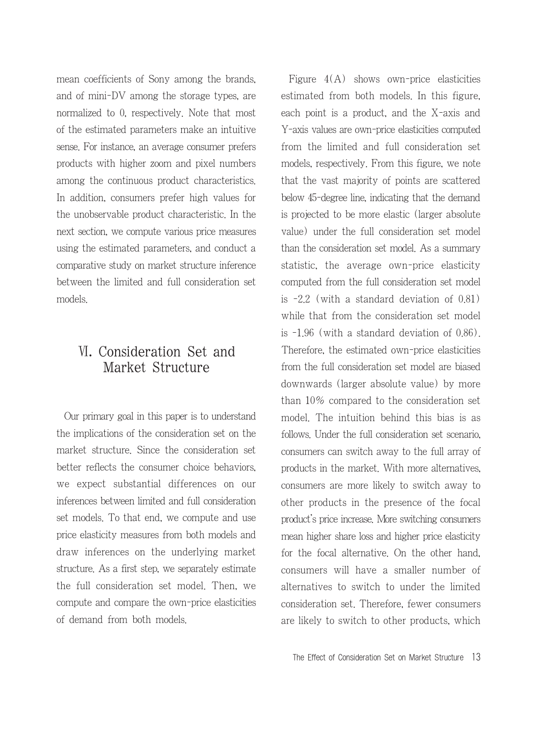mean coefficients of Sony among the brands, and of mini-DV among the storage types, are normalized to 0, respectively. Note that most of the estimated parameters make an intuitive sense. For instance, an average consumer prefers products with higher zoom and pixel numbers among the continuous product characteristics. In addition, consumers prefer high values for the unobservable product characteristic. In the next section, we compute various price measures using the estimated parameters, and conduct a comparative study on market structure inference between the limited and full consideration set models.

## Ⅵ. Consideration Set and Market Structure

Our primary goal in this paper is to understand the implications of the consideration set on the market structure. Since the consideration set better reflects the consumer choice behaviors, we expect substantial differences on our inferences between limited and full consideration set models. To that end, we compute and use price elasticity measures from both models and draw inferences on the underlying market structure. As a first step, we separately estimate the full consideration set model. Then, we compute and compare the own-price elasticities of demand from both models.

Figure 4(A) shows own-price elasticities estimated from both models. In this figure, each point is a product, and the X-axis and Y-axis values are own-price elasticities computed from the limited and full consideration set models, respectively. From this figure, we note that the vast majority of points are scattered below 45-degree line, indicating that the demand is projected to be more elastic (larger absolute value) under the full consideration set model than the consideration set model. As a summary statistic, the average own-price elasticity computed from the full consideration set model is -2.2 (with a standard deviation of 0.81) while that from the consideration set model is -1.96 (with a standard deviation of 0.86). Therefore, the estimated own-price elasticities from the full consideration set model are biased downwards (larger absolute value) by more than 10% compared to the consideration set model. The intuition behind this bias is as follows. Under the full consideration set scenario, consumers can switch away to the full array of products in the market. With more alternatives, consumers are more likely to switch away to other products in the presence of the focal product's price increase. More switching consumers mean higher share loss and higher price elasticity for the focal alternative. On the other hand, consumers will have a smaller number of alternatives to switch to under the limited consideration set. Therefore, fewer consumers are likely to switch to other products, which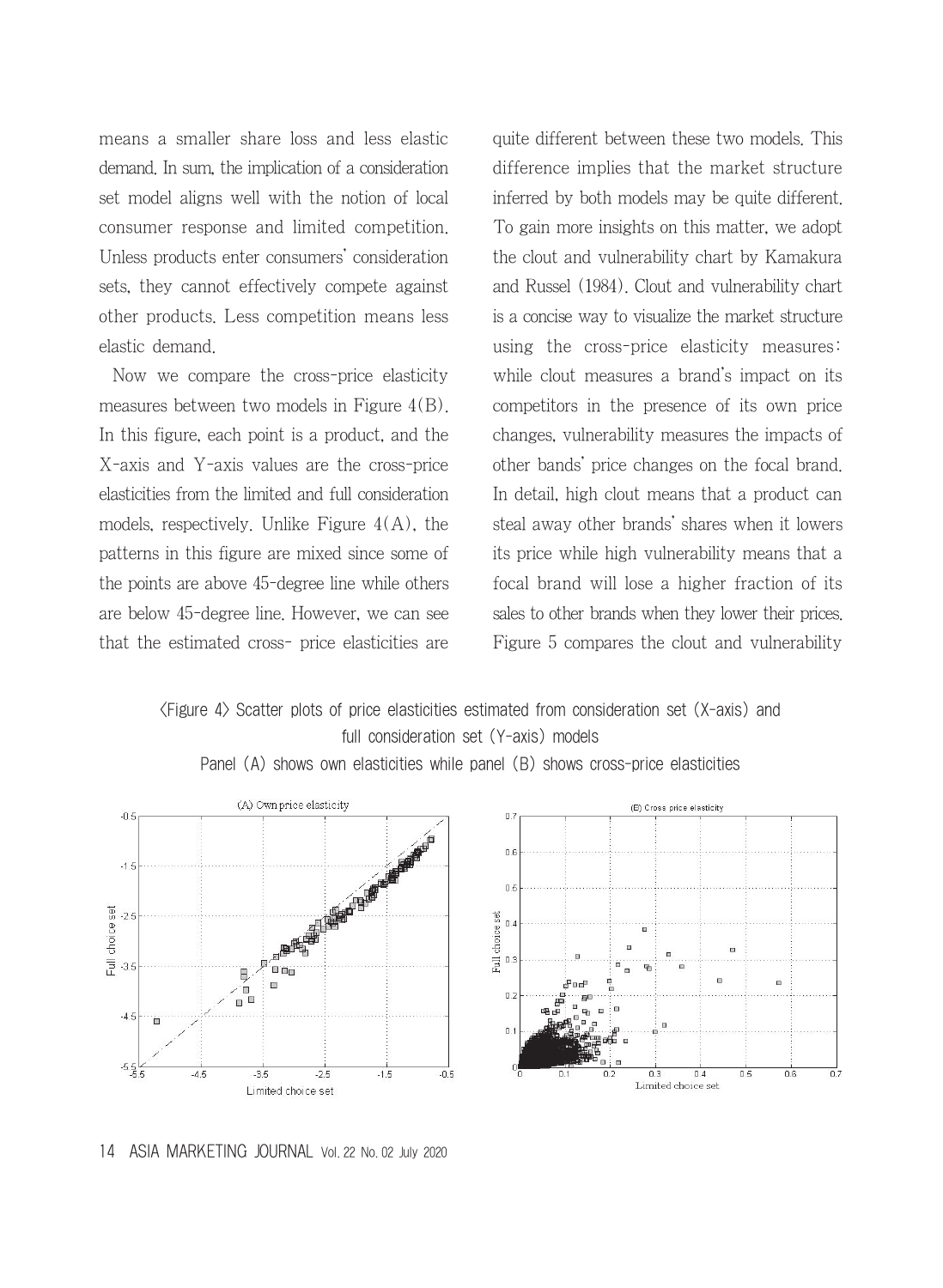means a smaller share loss and less elastic demand. In sum, the implication of a consideration set model aligns well with the notion of local consumer response and limited competition. Unless products enter consumers' consideration sets, they cannot effectively compete against other products. Less competition means less elastic demand.

Now we compare the cross-price elasticity measures between two models in Figure 4(B). In this figure, each point is a product, and the X-axis and Y-axis values are the cross-price elasticities from the limited and full consideration models, respectively. Unlike Figure 4(A), the patterns in this figure are mixed since some of the points are above 45-degree line while others are below 45-degree line. However, we can see that the estimated cross- price elasticities are quite different between these two models. This difference implies that the market structure inferred by both models may be quite different. To gain more insights on this matter, we adopt the clout and vulnerability chart by Kamakura and Russel (1984). Clout and vulnerability chart is a concise way to visualize the market structure using the cross-price elasticity measures: while clout measures a brand's impact on its competitors in the presence of its own price changes, vulnerability measures the impacts of other bands' price changes on the focal brand. In detail, high clout means that a product can steal away other brands' shares when it lowers its price while high vulnerability means that a focal brand will lose a higher fraction of its sales to other brands when they lower their prices. Figure 5 compares the clout and vulnerability

<Figure 4> Scatter plots of price elasticities estimated from consideration set (X-axis) and full consideration set (Y-axis) models

Panel (A) shows own elasticities while panel (B) shows cross-price elasticities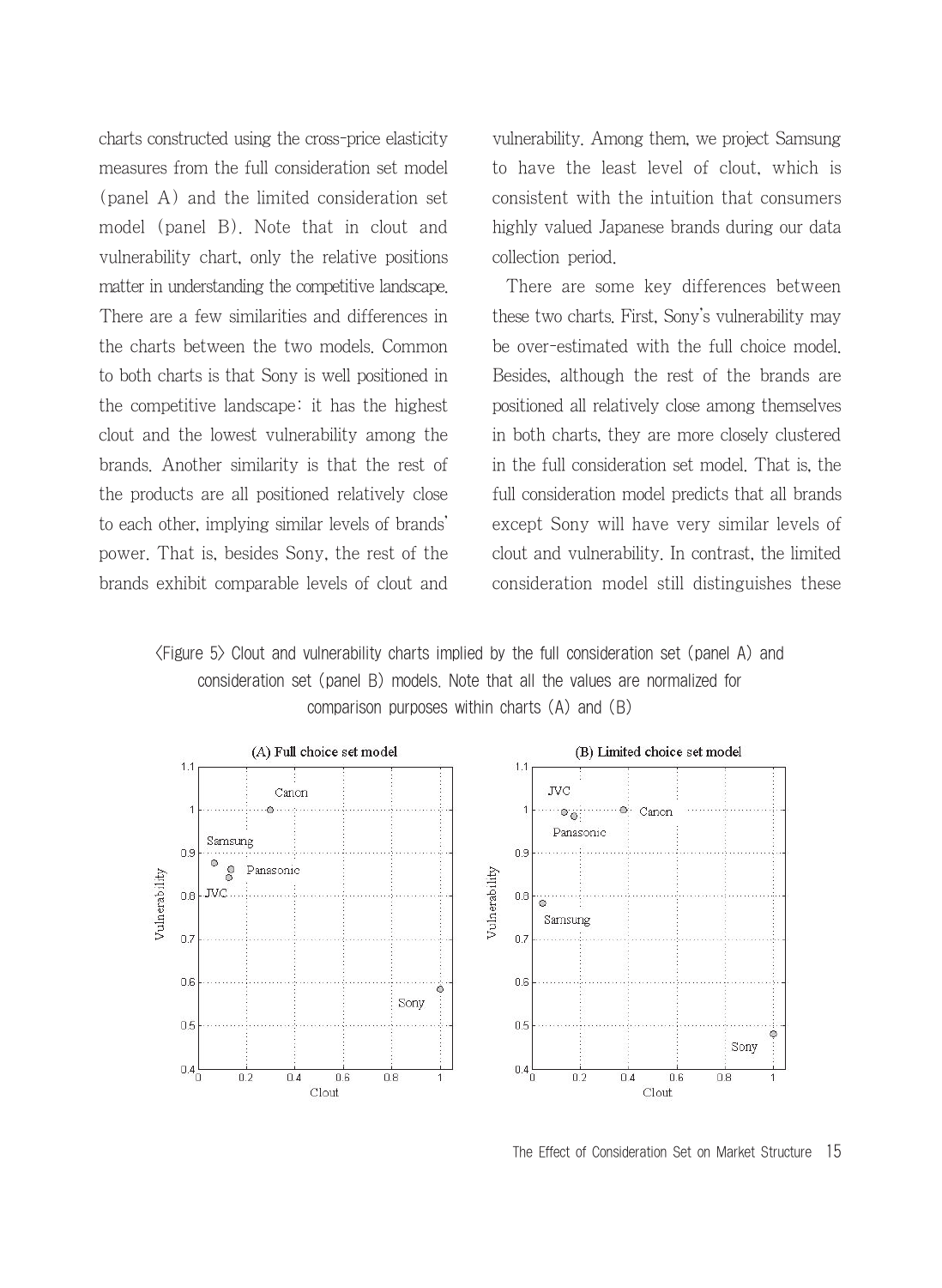charts constructed using the cross-price elasticity measures from the full consideration set model (panel A) and the limited consideration set model (panel B). Note that in clout and vulnerability chart, only the relative positions matter in understanding the competitive landscape. There are a few similarities and differences in the charts between the two models. Common to both charts is that Sony is well positioned in the competitive landscape: it has the highest clout and the lowest vulnerability among the brands. Another similarity is that the rest of the products are all positioned relatively close to each other, implying similar levels of brands' power. That is, besides Sony, the rest of the brands exhibit comparable levels of clout and vulnerability. Among them, we project Samsung to have the least level of clout, which is consistent with the intuition that consumers highly valued Japanese brands during our data collection period.

There are some key differences between these two charts. First, Sony's vulnerability may be over-estimated with the full choice model. Besides, although the rest of the brands are positioned all relatively close among themselves in both charts, they are more closely clustered in the full consideration set model. That is, the full consideration model predicts that all brands except Sony will have very similar levels of clout and vulnerability. In contrast, the limited consideration model still distinguishes these

<Figure 5> Clout and vulnerability charts implied by the full consideration set (panel A) and consideration set (panel B) models. Note that all the values are normalized for comparison purposes within charts (A) and (B)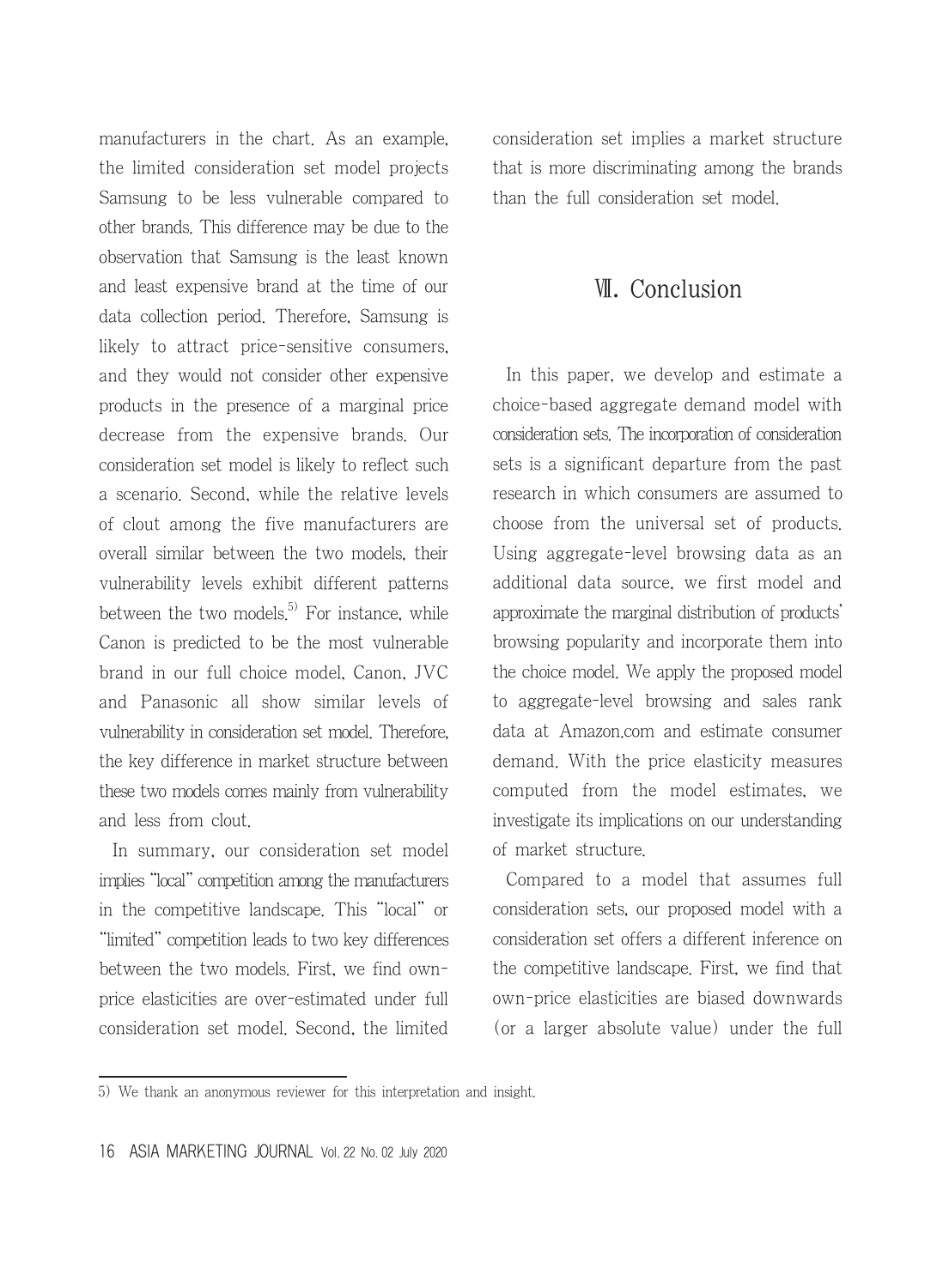manufacturers in the chart. As an example, the limited consideration set model projects Samsung to be less vulnerable compared to other brands. This difference may be due to the observation that Samsung is the least known and least expensive brand at the time of our data collection period. Therefore, Samsung is likely to attract price-sensitive consumers, and they would not consider other expensive products in the presence of a marginal price decrease from the expensive brands. Our consideration set model is likely to reflect such a scenario. Second, while the relative levels of clout among the five manufacturers are overall similar between the two models, their vulnerability levels exhibit different patterns between the two models.[5] For instance, while Canon is predicted to be the most vulnerable brand in our full choice model, Canon, JVC and Panasonic all show similar levels of vulnerability in consideration set model. Therefore, the key difference in market structure between these two models comes mainly from vulnerability and less from clout.

In summary, our consideration set model implies "local" competition among the manufacturers in the competitive landscape. This "local" or "limited" competition leads to two key differences between the two models. First, we find own-price elasticities are over-estimated under full consideration set model. Second, the limited consideration set implies a market structure that is more discriminating among the brands than the full consideration set model.

## Ⅶ. Conclusion

In this paper, we develop and estimate a choice-based aggregate demand model with consideration sets. The incorporation of consideration sets is a significant departure from the past research in which consumers are assumed to choose from the universal set of products. Using aggregate-level browsing data as an additional data source, we first model and approximate the marginal distribution of products' browsing popularity and incorporate them into the choice model. We apply the proposed model to aggregate-level browsing and sales rank data at Amazon.com and estimate consumer demand. With the price elasticity measures computed from the model estimates, we investigate its implications on our understanding of market structure.

Compared to a model that assumes full consideration sets, our proposed model with a consideration set offers a different inference on the competitive landscape. First, we find that own-price elasticities are biased downwards (or a larger absolute value) under the full

5) We thank an anonymous reviewer for this interpretation and insight.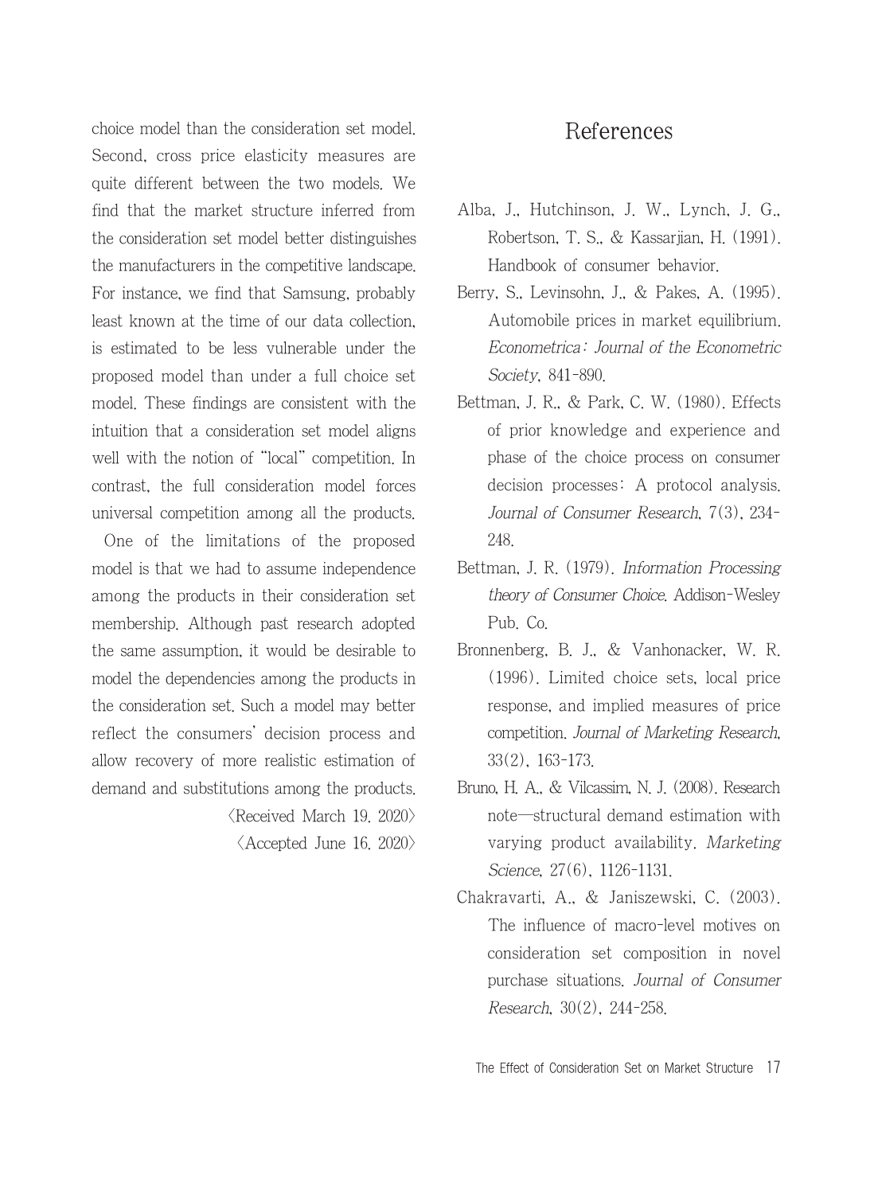choice model than the consideration set model. Second, cross price elasticity measures are quite different between the two models. We find that the market structure inferred from the consideration set model better distinguishes the manufacturers in the competitive landscape. For instance, we find that Samsung, probably least known at the time of our data collection, is estimated to be less vulnerable under the proposed model than under a full choice set model. These findings are consistent with the intuition that a consideration set model aligns well with the notion of "local" competition. In contrast, the full consideration model forces universal competition among all the products.

One of the limitations of the proposed model is that we had to assume independence among the products in their consideration set membership. Although past research adopted the same assumption, it would be desirable to model the dependencies among the products in the consideration set. Such a model may better reflect the consumers' decision process and allow recovery of more realistic estimation of demand and substitutions among the products.

〈Received March 19. 2020〉

〈Accepted June 16. 2020〉

# References

Alba, J., Hutchinson, J. W., Lynch, J. G., Robertson, T. S., & Kassarjian, H. (1991). Handbook of consumer behavior.

Berry, S., Levinsohn, J., & Pakes, A. (1995). Automobile prices in market equilibrium. *Econometrica: Journal of the Econometric Society*, 841-890.

Bettman, J. R., & Park, C. W. (1980). Effects of prior knowledge and experience and phase of the choice process on consumer decision processes: A protocol analysis. *Journal of Consumer Research*, 7(3), 234-248.

Bettman, J. R. (1979). *Information Processing theory of Consumer Choice*. Addison-Wesley Pub. Co.

Bronnenberg, B. J., & Vanhonacker, W. R. (1996). Limited choice sets, local price response, and implied measures of price competition. *Journal of Marketing Research*, 33(2), 163-173.

Bruno, H. A., & Vilcassim, N. J. (2008). Research note—structural demand estimation with varying product availability. *Marketing Science*, 27(6), 1126-1131.

Chakravarti, A., & Janiszewski, C. (2003). The influence of macro-level motives on consideration set composition in novel purchase situations. *Journal of Consumer Research*, 30(2), 244-258.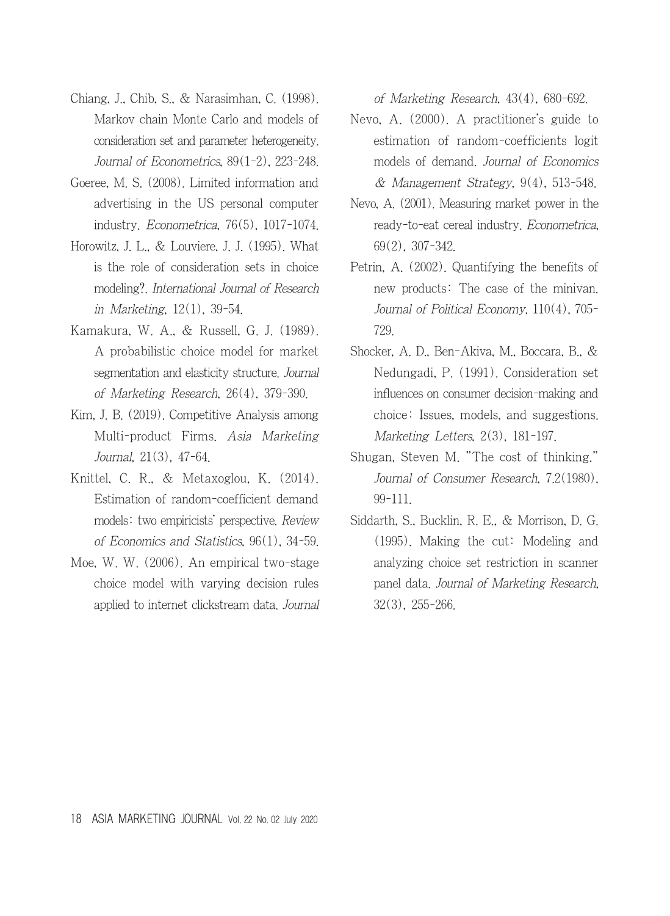Chiang, J., Chib, S., & Narasimhan, C. (1998). Markov chain Monte Carlo and models of consideration set and parameter heterogeneity. *Journal of Econometrics*, 89(1-2), 223-248.

Goeree, M. S. (2008). Limited information and advertising in the US personal computer industry. *Econometrica*, 76(5), 1017-1074.

Horowitz, J. L., & Louviere, J. J. (1995). What is the role of consideration sets in choice modeling?. *International Journal of Research in Marketing*, 12(1), 39-54.

Kamakura, W. A., & Russell, G. J. (1989). A probabilistic choice model for market segmentation and elasticity structure. *Journal of Marketing Research*, 26(4), 379-390.

Kim, J. B. (2019). Competitive Analysis among Multi-product Firms. *Asia Marketing Journal*, 21(3), 47-64.

Knittel, C. R., & Metaxoglou, K. (2014). Estimation of random-coefficient demand models: two empiricists' perspective. *Review of Economics and Statistics*, 96(1), 34-59.

Moe, W. W. (2006). An empirical two-stage choice model with varying decision rules applied to internet clickstream data. *Journal of Marketing Research*, 43(4), 680-692.

Nevo, A. (2000). A practitioner's guide to estimation of random-coefficients logit models of demand. *Journal of Economics & Management Strategy*, 9(4), 513-548.

Nevo, A. (2001). Measuring market power in the ready-to-eat cereal industry. *Econometrica*, 69(2), 307-342.

Petrin, A. (2002). Quantifying the benefits of new products: The case of the minivan. *Journal of Political Economy*, 110(4), 705-729.

Shocker, A. D., Ben-Akiva, M., Boccara, B., & Nedungadi, P. (1991). Consideration set influences on consumer decision-making and choice: Issues, models, and suggestions. *Marketing Letters*, 2(3), 181-197.

Shugan, Steven M. "The cost of thinking." *Journal of Consumer Research*, 7.2(1980), 99-111.

Siddarth, S., Bucklin, R. E., & Morrison, D. G. (1995). Making the cut: Modeling and analyzing choice set restriction in scanner panel data. *Journal of Marketing Research*, 32(3), 255-266.